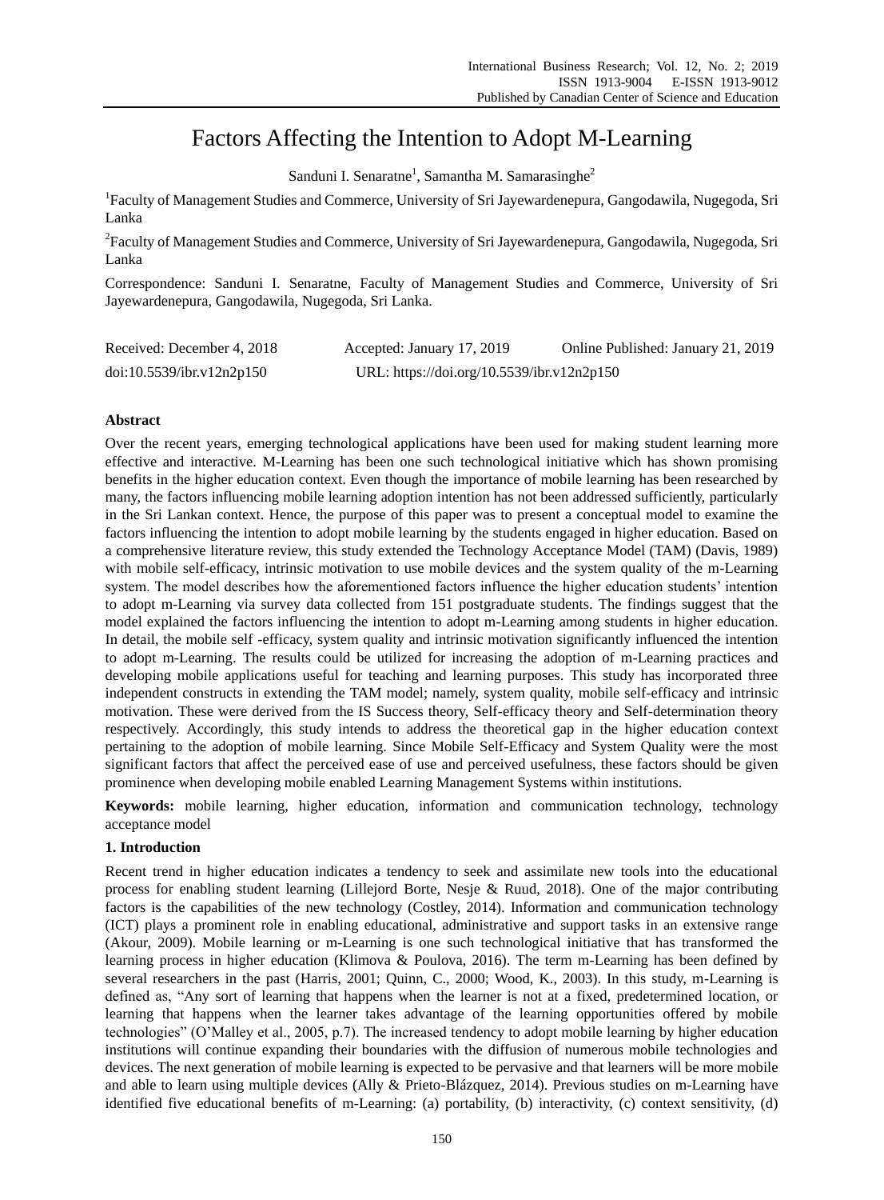# Factors Affecting the Intention to Adopt M-Learning

Sanduni I. Senaratne[1], Samantha M. Samarasinghe[2]

[1]Faculty of Management Studies and Commerce, University of Sri Jayewardenepura, Gangodawila, Nugegoda, Sri Lanka

[2]Faculty of Management Studies and Commerce, University of Sri Jayewardenepura, Gangodawila, Nugegoda, Sri Lanka

Correspondence: Sanduni I. Senaratne, Faculty of Management Studies and Commerce, University of Sri Jayewardenepura, Gangodawila, Nugegoda, Sri Lanka.

Received: December 4, 2018 Accepted: January 17, 2019 Online Published: January 21, 2019

doi:10.5539/ibr.v12n2p150 URL: https://doi.org/10.5539/ibr.v12n2p150

## Abstract

Over the recent years, emerging technological applications have been used for making student learning more effective and interactive. M-Learning has been one such technological initiative which has shown promising benefits in the higher education context. Even though the importance of mobile learning has been researched by many, the factors influencing mobile learning adoption intention has not been addressed sufficiently, particularly in the Sri Lankan context. Hence, the purpose of this paper was to present a conceptual model to examine the factors influencing the intention to adopt mobile learning by the students engaged in higher education. Based on a comprehensive literature review, this study extended the Technology Acceptance Model (TAM) (Davis, 1989) with mobile self-efficacy, intrinsic motivation to use mobile devices and the system quality of the m-Learning system. The model describes how the aforementioned factors influence the higher education students' intention to adopt m-Learning via survey data collected from 151 postgraduate students. The findings suggest that the model explained the factors influencing the intention to adopt m-Learning among students in higher education. In detail, the mobile self -efficacy, system quality and intrinsic motivation significantly influenced the intention to adopt m-Learning. The results could be utilized for increasing the adoption of m-Learning practices and developing mobile applications useful for teaching and learning purposes. This study has incorporated three independent constructs in extending the TAM model; namely, system quality, mobile self-efficacy and intrinsic motivation. These were derived from the IS Success theory, Self-efficacy theory and Self-determination theory respectively. Accordingly, this study intends to address the theoretical gap in the higher education context pertaining to the adoption of mobile learning. Since Mobile Self-Efficacy and System Quality were the most significant factors that affect the perceived ease of use and perceived usefulness, these factors should be given prominence when developing mobile enabled Learning Management Systems within institutions.

**Keywords:** mobile learning, higher education, information and communication technology, technology acceptance model

## 1. Introduction

Recent trend in higher education indicates a tendency to seek and assimilate new tools into the educational process for enabling student learning (Lillejord Borte, Nesje & Ruud, 2018). One of the major contributing factors is the capabilities of the new technology (Costley, 2014). Information and communication technology (ICT) plays a prominent role in enabling educational, administrative and support tasks in an extensive range (Akour, 2009). Mobile learning or m-Learning is one such technological initiative that has transformed the learning process in higher education (Klimova & Poulova, 2016). The term m-Learning has been defined by several researchers in the past (Harris, 2001; Quinn, C., 2000; Wood, K., 2003). In this study, m-Learning is defined as, "Any sort of learning that happens when the learner is not at a fixed, predetermined location, or learning that happens when the learner takes advantage of the learning opportunities offered by mobile technologies" (O'Malley et al., 2005, p.7). The increased tendency to adopt mobile learning by higher education institutions will continue expanding their boundaries with the diffusion of numerous mobile technologies and devices. The next generation of mobile learning is expected to be pervasive and that learners will be more mobile and able to learn using multiple devices (Ally & Prieto-Blázquez, 2014). Previous studies on m-Learning have identified five educational benefits of m-Learning: (a) portability, (b) interactivity, (c) context sensitivity, (d)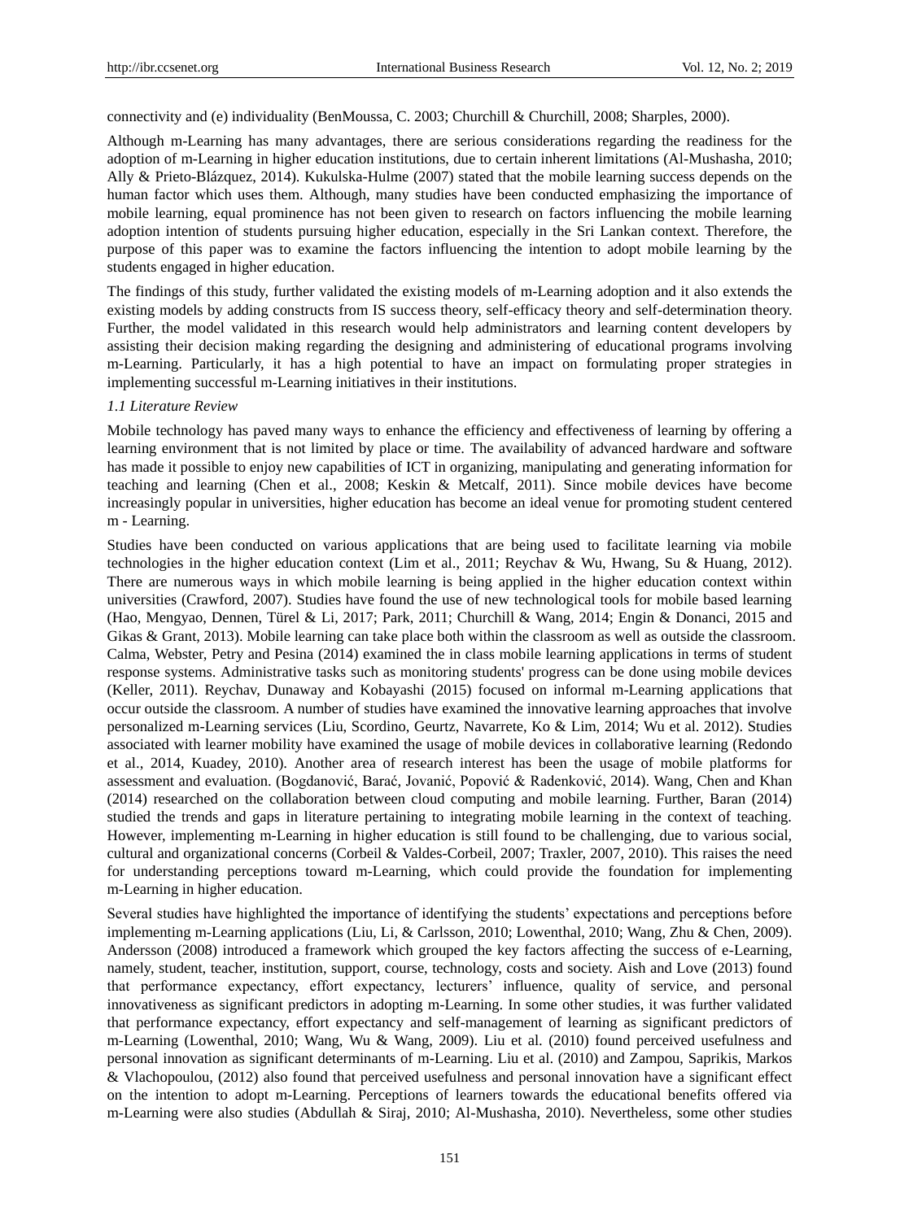connectivity and (e) individuality (BenMoussa, C. 2003; Churchill & Churchill, 2008; Sharples, 2000).

Although m-Learning has many advantages, there are serious considerations regarding the readiness for the adoption of m-Learning in higher education institutions, due to certain inherent limitations (Al-Mushasha, 2010; Ally & Prieto-Blázquez, 2014). Kukulska-Hulme (2007) stated that the mobile learning success depends on the human factor which uses them. Although, many studies have been conducted emphasizing the importance of mobile learning, equal prominence has not been given to research on factors influencing the mobile learning adoption intention of students pursuing higher education, especially in the Sri Lankan context. Therefore, the purpose of this paper was to examine the factors influencing the intention to adopt mobile learning by the students engaged in higher education.

The findings of this study, further validated the existing models of m-Learning adoption and it also extends the existing models by adding constructs from IS success theory, self-efficacy theory and self-determination theory. Further, the model validated in this research would help administrators and learning content developers by assisting their decision making regarding the designing and administering of educational programs involving m-Learning. Particularly, it has a high potential to have an impact on formulating proper strategies in implementing successful m-Learning initiatives in their institutions.

### *1.1 Literature Review*

Mobile technology has paved many ways to enhance the efficiency and effectiveness of learning by offering a learning environment that is not limited by place or time. The availability of advanced hardware and software has made it possible to enjoy new capabilities of ICT in organizing, manipulating and generating information for teaching and learning (Chen et al., 2008; Keskin & Metcalf, 2011). Since mobile devices have become increasingly popular in universities, higher education has become an ideal venue for promoting student centered m - Learning.

Studies have been conducted on various applications that are being used to facilitate learning via mobile technologies in the higher education context (Lim et al., 2011; Reychav & Wu, Hwang, Su & Huang, 2012). There are numerous ways in which mobile learning is being applied in the higher education context within universities (Crawford, 2007). Studies have found the use of new technological tools for mobile based learning (Hao, Mengyao, Dennen, Türel & Li, 2017; Park, 2011; Churchill & Wang, 2014; Engin & Donanci, 2015 and Gikas & Grant, 2013). Mobile learning can take place both within the classroom as well as outside the classroom. Calma, Webster, Petry and Pesina (2014) examined the in class mobile learning applications in terms of student response systems. Administrative tasks such as monitoring students' progress can be done using mobile devices (Keller, 2011). Reychav, Dunaway and Kobayashi (2015) focused on informal m-Learning applications that occur outside the classroom. A number of studies have examined the innovative learning approaches that involve personalized m-Learning services (Liu, Scordino, Geurtz, Navarrete, Ko & Lim, 2014; Wu et al. 2012). Studies associated with learner mobility have examined the usage of mobile devices in collaborative learning (Redondo et al., 2014, Kuadey, 2010). Another area of research interest has been the usage of mobile platforms for assessment and evaluation. (Bogdanović, Barać, Jovanić, Popović & Radenković, 2014). Wang, Chen and Khan (2014) researched on the collaboration between cloud computing and mobile learning. Further, Baran (2014) studied the trends and gaps in literature pertaining to integrating mobile learning in the context of teaching. However, implementing m-Learning in higher education is still found to be challenging, due to various social, cultural and organizational concerns (Corbeil & Valdes-Corbeil, 2007; Traxler, 2007, 2010). This raises the need for understanding perceptions toward m-Learning, which could provide the foundation for implementing m-Learning in higher education.

Several studies have highlighted the importance of identifying the students' expectations and perceptions before implementing m-Learning applications (Liu, Li, & Carlsson, 2010; Lowenthal, 2010; Wang, Zhu & Chen, 2009). Andersson (2008) introduced a framework which grouped the key factors affecting the success of e-Learning, namely, student, teacher, institution, support, course, technology, costs and society. Aish and Love (2013) found that performance expectancy, effort expectancy, lecturers' influence, quality of service, and personal innovativeness as significant predictors in adopting m-Learning. In some other studies, it was further validated that performance expectancy, effort expectancy and self-management of learning as significant predictors of m-Learning (Lowenthal, 2010; Wang, Wu & Wang, 2009). Liu et al. (2010) found perceived usefulness and personal innovation as significant determinants of m-Learning. Liu et al. (2010) and Zampou, Saprikis, Markos & Vlachopoulou, (2012) also found that perceived usefulness and personal innovation have a significant effect on the intention to adopt m-Learning. Perceptions of learners towards the educational benefits offered via m-Learning were also studies (Abdullah & Siraj, 2010; Al-Mushasha, 2010). Nevertheless, some other studies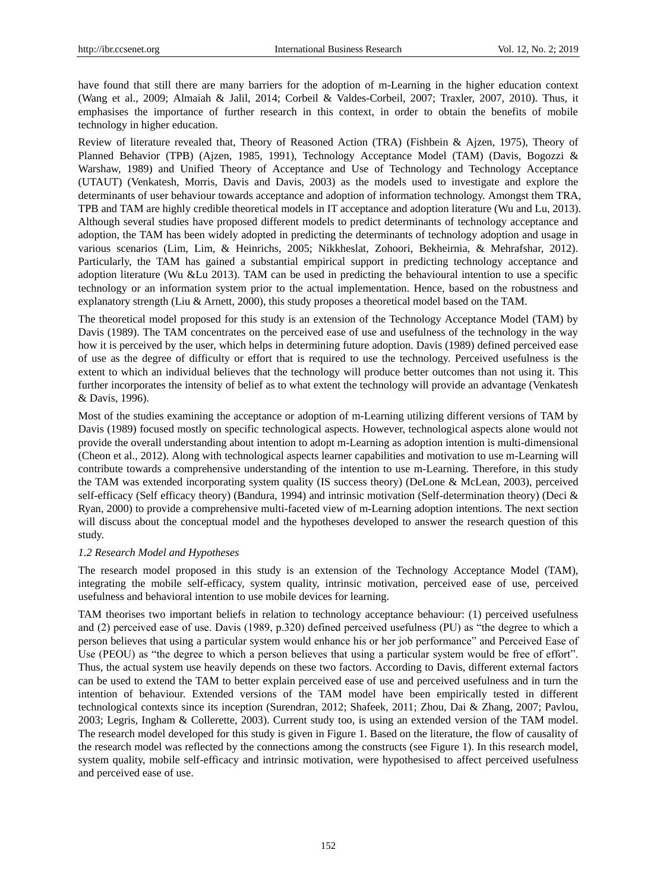have found that still there are many barriers for the adoption of m-Learning in the higher education context (Wang et al., 2009; Almaiah & Jalil, 2014; Corbeil & Valdes-Corbeil, 2007; Traxler, 2007, 2010). Thus, it emphasises the importance of further research in this context, in order to obtain the benefits of mobile technology in higher education.

Review of literature revealed that, Theory of Reasoned Action (TRA) (Fishbein & Ajzen, 1975), Theory of Planned Behavior (TPB) (Ajzen, 1985, 1991), Technology Acceptance Model (TAM) (Davis, Bogozzi & Warshaw, 1989) and Unified Theory of Acceptance and Use of Technology and Technology Acceptance (UTAUT) (Venkatesh, Morris, Davis and Davis, 2003) as the models used to investigate and explore the determinants of user behaviour towards acceptance and adoption of information technology. Amongst them TRA, TPB and TAM are highly credible theoretical models in IT acceptance and adoption literature (Wu and Lu, 2013). Although several studies have proposed different models to predict determinants of technology acceptance and adoption, the TAM has been widely adopted in predicting the determinants of technology adoption and usage in various scenarios (Lim, Lim, & Heinrichs, 2005; Nikkheslat, Zohoori, Bekheirnia, & Mehrafshar, 2012). Particularly, the TAM has gained a substantial empirical support in predicting technology acceptance and adoption literature (Wu &Lu 2013). TAM can be used in predicting the behavioural intention to use a specific technology or an information system prior to the actual implementation. Hence, based on the robustness and explanatory strength (Liu & Arnett, 2000), this study proposes a theoretical model based on the TAM.

The theoretical model proposed for this study is an extension of the Technology Acceptance Model (TAM) by Davis (1989). The TAM concentrates on the perceived ease of use and usefulness of the technology in the way how it is perceived by the user, which helps in determining future adoption. Davis (1989) defined perceived ease of use as the degree of difficulty or effort that is required to use the technology. Perceived usefulness is the extent to which an individual believes that the technology will produce better outcomes than not using it. This further incorporates the intensity of belief as to what extent the technology will provide an advantage (Venkatesh & Davis, 1996).

Most of the studies examining the acceptance or adoption of m-Learning utilizing different versions of TAM by Davis (1989) focused mostly on specific technological aspects. However, technological aspects alone would not provide the overall understanding about intention to adopt m-Learning as adoption intention is multi-dimensional (Cheon et al., 2012). Along with technological aspects learner capabilities and motivation to use m-Learning will contribute towards a comprehensive understanding of the intention to use m-Learning. Therefore, in this study the TAM was extended incorporating system quality (IS success theory) (DeLone & McLean, 2003), perceived self-efficacy (Self efficacy theory) (Bandura, 1994) and intrinsic motivation (Self-determination theory) (Deci & Ryan, 2000) to provide a comprehensive multi-faceted view of m-Learning adoption intentions. The next section will discuss about the conceptual model and the hypotheses developed to answer the research question of this study.

### *1.2 Research Model and Hypotheses*

The research model proposed in this study is an extension of the Technology Acceptance Model (TAM), integrating the mobile self-efficacy, system quality, intrinsic motivation, perceived ease of use, perceived usefulness and behavioral intention to use mobile devices for learning.

TAM theorises two important beliefs in relation to technology acceptance behaviour: (1) perceived usefulness and (2) perceived ease of use. Davis (1989, p.320) defined perceived usefulness (PU) as "the degree to which a person believes that using a particular system would enhance his or her job performance" and Perceived Ease of Use (PEOU) as "the degree to which a person believes that using a particular system would be free of effort". Thus, the actual system use heavily depends on these two factors. According to Davis, different external factors can be used to extend the TAM to better explain perceived ease of use and perceived usefulness and in turn the intention of behaviour. Extended versions of the TAM model have been empirically tested in different technological contexts since its inception (Surendran, 2012; Shafeek, 2011; Zhou, Dai & Zhang, 2007; Pavlou, 2003; Legris, Ingham & Collerette, 2003). Current study too, is using an extended version of the TAM model. The research model developed for this study is given in Figure 1. Based on the literature, the flow of causality of the research model was reflected by the connections among the constructs (see Figure 1). In this research model, system quality, mobile self-efficacy and intrinsic motivation, were hypothesised to affect perceived usefulness and perceived ease of use.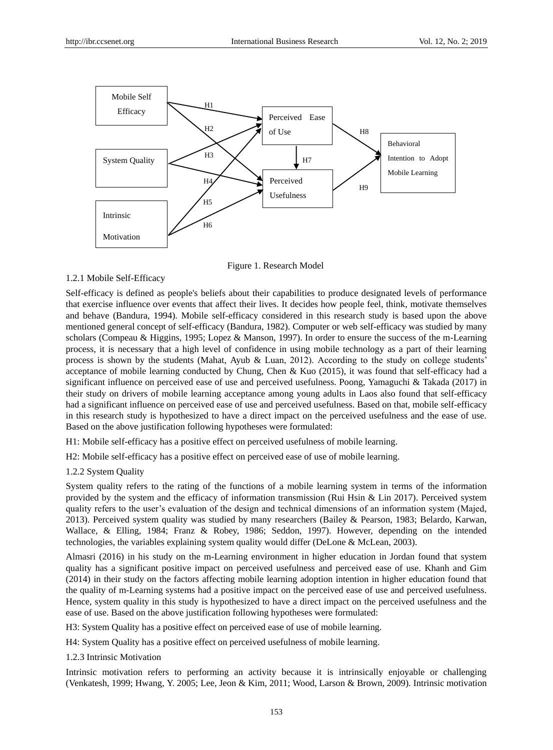Figure 1. Research Model

#### 1.2.1 Mobile Self-Efficacy

Self-efficacy is defined as people's beliefs about their capabilities to produce designated levels of performance that exercise influence over events that affect their lives. It decides how people feel, think, motivate themselves and behave (Bandura, 1994). Mobile self-efficacy considered in this research study is based upon the above mentioned general concept of self-efficacy (Bandura, 1982). Computer or web self-efficacy was studied by many scholars (Compeau & Higgins, 1995; Lopez & Manson, 1997). In order to ensure the success of the m-Learning process, it is necessary that a high level of confidence in using mobile technology as a part of their learning process is shown by the students (Mahat, Ayub & Luan, 2012). According to the study on college students' acceptance of mobile learning conducted by Chung, Chen & Kuo (2015), it was found that self-efficacy had a significant influence on perceived ease of use and perceived usefulness. Poong, Yamaguchi & Takada (2017) in their study on drivers of mobile learning acceptance among young adults in Laos also found that self-efficacy had a significant influence on perceived ease of use and perceived usefulness. Based on that, mobile self-efficacy in this research study is hypothesized to have a direct impact on the perceived usefulness and the ease of use. Based on the above justification following hypotheses were formulated:

H1: Mobile self-efficacy has a positive effect on perceived usefulness of mobile learning.

H2: Mobile self-efficacy has a positive effect on perceived ease of use of mobile learning.

#### 1.2.2 System Quality

System quality refers to the rating of the functions of a mobile learning system in terms of the information provided by the system and the efficacy of information transmission (Rui Hsin & Lin 2017). Perceived system quality refers to the user's evaluation of the design and technical dimensions of an information system (Majed, 2013). Perceived system quality was studied by many researchers (Bailey & Pearson, 1983; Belardo, Karwan, Wallace, & Elling, 1984; Franz & Robey, 1986; Seddon, 1997). However, depending on the intended technologies, the variables explaining system quality would differ (DeLone & McLean, 2003).

Almasri (2016) in his study on the m-Learning environment in higher education in Jordan found that system quality has a significant positive impact on perceived usefulness and perceived ease of use. Khanh and Gim (2014) in their study on the factors affecting mobile learning adoption intention in higher education found that the quality of m-Learning systems had a positive impact on the perceived ease of use and perceived usefulness. Hence, system quality in this study is hypothesized to have a direct impact on the perceived usefulness and the ease of use. Based on the above justification following hypotheses were formulated:

H3: System Quality has a positive effect on perceived ease of use of mobile learning.

H4: System Quality has a positive effect on perceived usefulness of mobile learning.

#### 1.2.3 Intrinsic Motivation

Intrinsic motivation refers to performing an activity because it is intrinsically enjoyable or challenging (Venkatesh, 1999; Hwang, Y. 2005; Lee, Jeon & Kim, 2011; Wood, Larson & Brown, 2009). Intrinsic motivation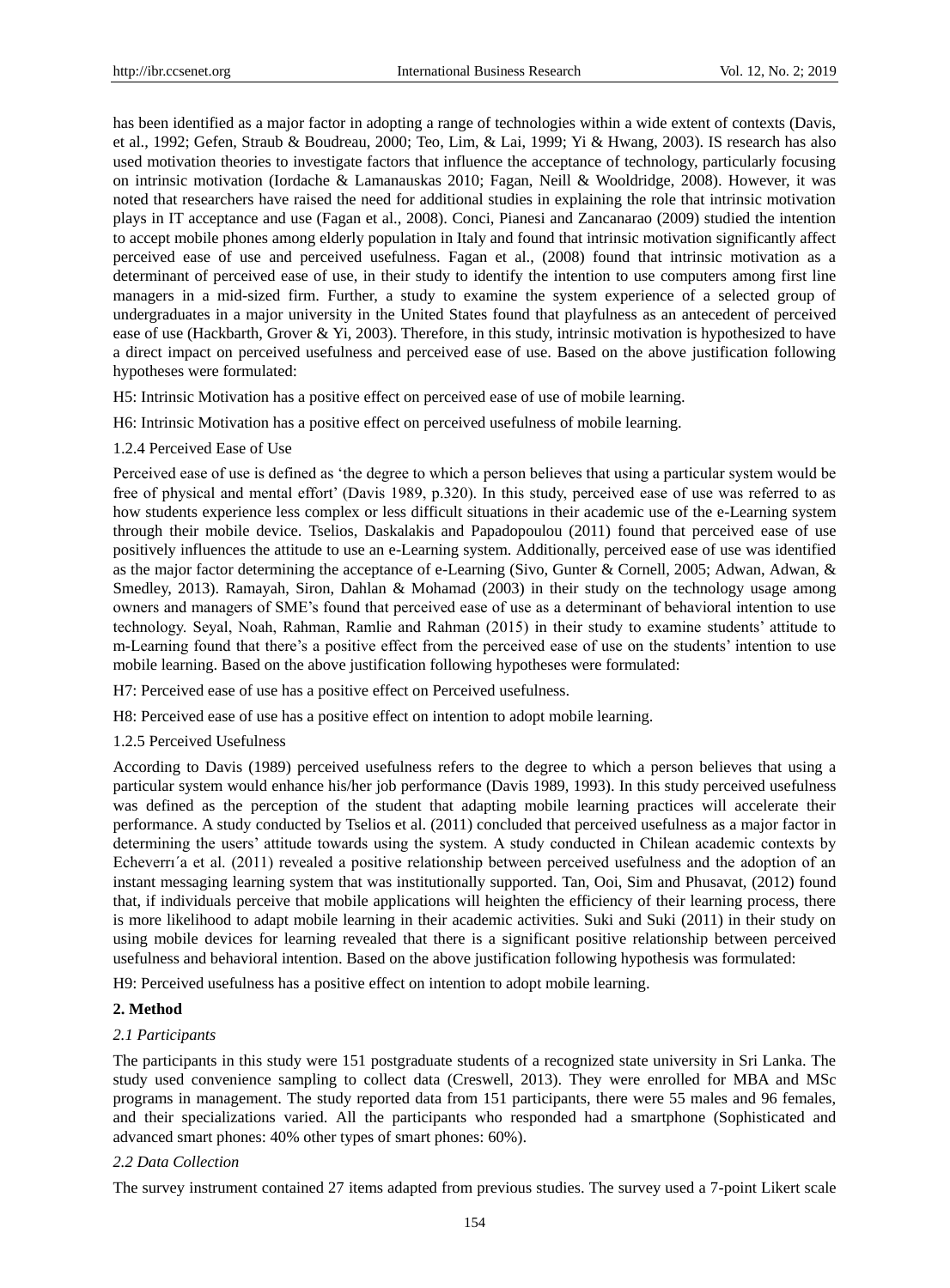has been identified as a major factor in adopting a range of technologies within a wide extent of contexts (Davis, et al., 1992; Gefen, Straub & Boudreau, 2000; Teo, Lim, & Lai, 1999; Yi & Hwang, 2003). IS research has also used motivation theories to investigate factors that influence the acceptance of technology, particularly focusing on intrinsic motivation (Iordache & Lamanauskas 2010; Fagan, Neill & Wooldridge, 2008). However, it was noted that researchers have raised the need for additional studies in explaining the role that intrinsic motivation plays in IT acceptance and use (Fagan et al., 2008). Conci, Pianesi and Zancanarao (2009) studied the intention to accept mobile phones among elderly population in Italy and found that intrinsic motivation significantly affect perceived ease of use and perceived usefulness. Fagan et al., (2008) found that intrinsic motivation as a determinant of perceived ease of use, in their study to identify the intention to use computers among first line managers in a mid-sized firm. Further, a study to examine the system experience of a selected group of undergraduates in a major university in the United States found that playfulness as an antecedent of perceived ease of use (Hackbarth, Grover & Yi, 2003). Therefore, in this study, intrinsic motivation is hypothesized to have a direct impact on perceived usefulness and perceived ease of use. Based on the above justification following hypotheses were formulated:

H5: Intrinsic Motivation has a positive effect on perceived ease of use of mobile learning.

H6: Intrinsic Motivation has a positive effect on perceived usefulness of mobile learning.

1.2.4 Perceived Ease of Use

Perceived ease of use is defined as 'the degree to which a person believes that using a particular system would be free of physical and mental effort' (Davis 1989, p.320). In this study, perceived ease of use was referred to as how students experience less complex or less difficult situations in their academic use of the e-Learning system through their mobile device. Tselios, Daskalakis and Papadopoulou (2011) found that perceived ease of use positively influences the attitude to use an e-Learning system. Additionally, perceived ease of use was identified as the major factor determining the acceptance of e-Learning (Sivo, Gunter & Cornell, 2005; Adwan, Adwan, & Smedley, 2013). Ramayah, Siron, Dahlan & Mohamad (2003) in their study on the technology usage among owners and managers of SME's found that perceived ease of use as a determinant of behavioral intention to use technology. Seyal, Noah, Rahman, Ramlie and Rahman (2015) in their study to examine students' attitude to m-Learning found that there's a positive effect from the perceived ease of use on the students' intention to use mobile learning. Based on the above justification following hypotheses were formulated:

H7: Perceived ease of use has a positive effect on Perceived usefulness.

H8: Perceived ease of use has a positive effect on intention to adopt mobile learning.

1.2.5 Perceived Usefulness

According to Davis (1989) perceived usefulness refers to the degree to which a person believes that using a particular system would enhance his/her job performance (Davis 1989, 1993). In this study perceived usefulness was defined as the perception of the student that adapting mobile learning practices will accelerate their performance. A study conducted by Tselios et al. (2011) concluded that perceived usefulness as a major factor in determining the users' attitude towards using the system. A study conducted in Chilean academic contexts by Echeverrı´a et al. (2011) revealed a positive relationship between perceived usefulness and the adoption of an instant messaging learning system that was institutionally supported. Tan, Ooi, Sim and Phusavat, (2012) found that, if individuals perceive that mobile applications will heighten the efficiency of their learning process, there is more likelihood to adapt mobile learning in their academic activities. Suki and Suki (2011) in their study on using mobile devices for learning revealed that there is a significant positive relationship between perceived usefulness and behavioral intention. Based on the above justification following hypothesis was formulated:

H9: Perceived usefulness has a positive effect on intention to adopt mobile learning.

## 2. Method

### *2.1 Participants*

The participants in this study were 151 postgraduate students of a recognized state university in Sri Lanka. The study used convenience sampling to collect data (Creswell, 2013). They were enrolled for MBA and MSc programs in management. The study reported data from 151 participants, there were 55 males and 96 females, and their specializations varied. All the participants who responded had a smartphone (Sophisticated and advanced smart phones: 40% other types of smart phones: 60%).

### *2.2 Data Collection*

The survey instrument contained 27 items adapted from previous studies. The survey used a 7-point Likert scale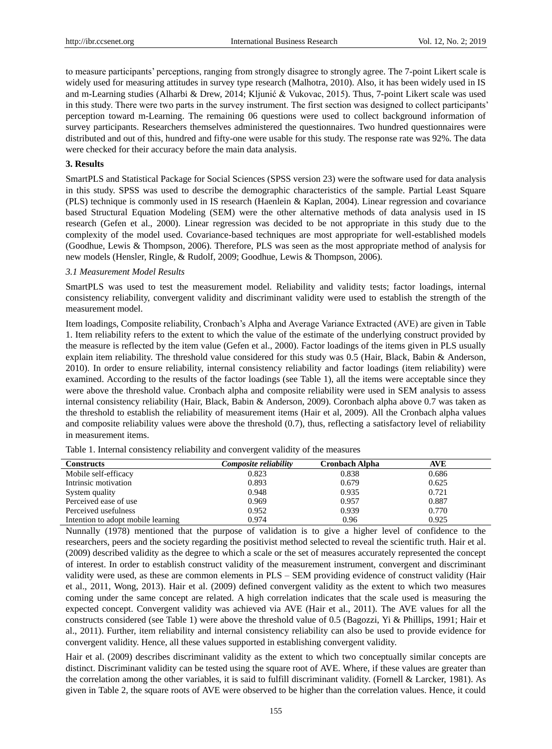to measure participants' perceptions, ranging from strongly disagree to strongly agree. The 7-point Likert scale is widely used for measuring attitudes in survey type research (Malhotra, 2010). Also, it has been widely used in IS and m-Learning studies (Alharbi & Drew, 2014; Kljunić & Vukovac, 2015). Thus, 7-point Likert scale was used in this study. There were two parts in the survey instrument. The first section was designed to collect participants' perception toward m-Learning. The remaining 06 questions were used to collect background information of survey participants. Researchers themselves administered the questionnaires. Two hundred questionnaires were distributed and out of this, hundred and fifty-one were usable for this study. The response rate was 92%. The data were checked for their accuracy before the main data analysis.

## 3. Results

SmartPLS and Statistical Package for Social Sciences (SPSS version 23) were the software used for data analysis in this study. SPSS was used to describe the demographic characteristics of the sample. Partial Least Square (PLS) technique is commonly used in IS research (Haenlein & Kaplan, 2004). Linear regression and covariance based Structural Equation Modeling (SEM) were the other alternative methods of data analysis used in IS research (Gefen et al., 2000). Linear regression was decided to be not appropriate in this study due to the complexity of the model used. Covariance-based techniques are most appropriate for well-established models (Goodhue, Lewis & Thompson, 2006). Therefore, PLS was seen as the most appropriate method of analysis for new models (Hensler, Ringle, & Rudolf, 2009; Goodhue, Lewis & Thompson, 2006).

### *3.1 Measurement Model Results*

SmartPLS was used to test the measurement model. Reliability and validity tests; factor loadings, internal consistency reliability, convergent validity and discriminant validity were used to establish the strength of the measurement model.

Item loadings, Composite reliability, Cronbach's Alpha and Average Variance Extracted (AVE) are given in Table 1. Item reliability refers to the extent to which the value of the estimate of the underlying construct provided by the measure is reflected by the item value (Gefen et al., 2000). Factor loadings of the items given in PLS usually explain item reliability. The threshold value considered for this study was 0.5 (Hair, Black, Babin & Anderson, 2010). In order to ensure reliability, internal consistency reliability and factor loadings (item reliability) were examined. According to the results of the factor loadings (see Table 1), all the items were acceptable since they were above the threshold value. Cronbach alpha and composite reliability were used in SEM analysis to assess internal consistency reliability (Hair, Black, Babin & Anderson, 2009). Coronbach alpha above 0.7 was taken as the threshold to establish the reliability of measurement items (Hair et al, 2009). All the Cronbach alpha values and composite reliability values were above the threshold (0.7), thus, reflecting a satisfactory level of reliability in measurement items.

Table 1. Internal consistency reliability and convergent validity of the measures

| Constructs | *Composite reliability* | Cronbach Alpha | AVE |
|---|---|---|---|
| Mobile self-efficacy | 0.823 | 0.838 | 0.686 |
| Intrinsic motivation | 0.893 | 0.679 | 0.625 |
| System quality | 0.948 | 0.935 | 0.721 |
| Perceived ease of use | 0.969 | 0.957 | 0.887 |
| Perceived usefulness | 0.952 | 0.939 | 0.770 |
| Intention to adopt mobile learning | 0.974 | 0.96 | 0.925 |

Nunnally (1978) mentioned that the purpose of validation is to give a higher level of confidence to the researchers, peers and the society regarding the positivist method selected to reveal the scientific truth. Hair et al. (2009) described validity as the degree to which a scale or the set of measures accurately represented the concept of interest. In order to establish construct validity of the measurement instrument, convergent and discriminant validity were used, as these are common elements in PLS – SEM providing evidence of construct validity (Hair et al., 2011, Wong, 2013). Hair et al. (2009) defined convergent validity as the extent to which two measures coming under the same concept are related. A high correlation indicates that the scale used is measuring the expected concept. Convergent validity was achieved via AVE (Hair et al., 2011). The AVE values for all the constructs considered (see Table 1) were above the threshold value of 0.5 (Bagozzi, Yi & Phillips, 1991; Hair et al., 2011). Further, item reliability and internal consistency reliability can also be used to provide evidence for convergent validity. Hence, all these values supported in establishing convergent validity.

Hair et al. (2009) describes discriminant validity as the extent to which two conceptually similar concepts are distinct. Discriminant validity can be tested using the square root of AVE. Where, if these values are greater than the correlation among the other variables, it is said to fulfill discriminant validity. (Fornell & Larcker, 1981). As given in Table 2, the square roots of AVE were observed to be higher than the correlation values. Hence, it could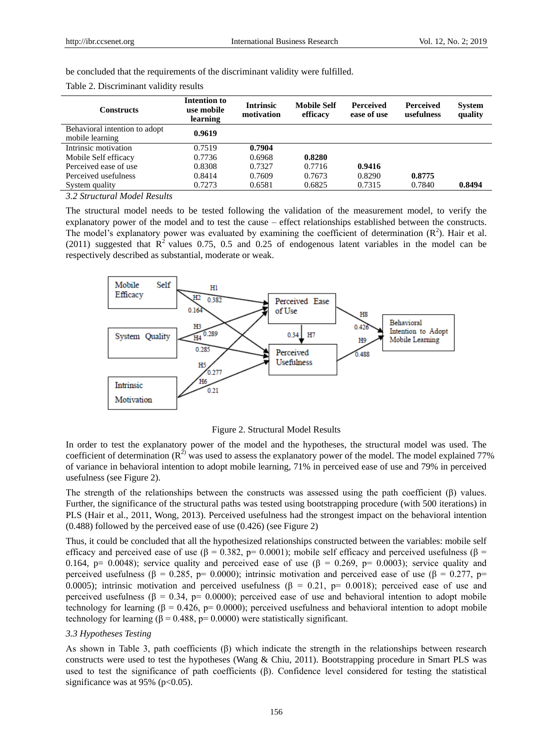be concluded that the requirements of the discriminant validity were fulfilled.

Table 2. Discriminant validity results

| Constructs | Intention to use mobile learning | Intrinsic motivation | Mobile Self efficacy | Perceived ease of use | Perceived usefulness | System quality |
|---|---|---|---|---|---|---|
| Behavioral intention to adopt mobile learning | **0.9619** | | | | | |
| Intrinsic motivation | 0.7519 | **0.7904** | | | | |
| Mobile Self efficacy | 0.7736 | 0.6968 | **0.8280** | | | |
| Perceived ease of use | 0.8308 | 0.7327 | 0.7716 | **0.9416** | | |
| Perceived usefulness | 0.8414 | 0.7609 | 0.7673 | 0.8290 | **0.8775** | |
| System quality | 0.7273 | 0.6581 | 0.6825 | 0.7315 | 0.7840 | **0.8494** |

### *3.2 Structural Model Results*

The structural model needs to be tested following the validation of the measurement model, to verify the explanatory power of the model and to test the cause – effect relationships established between the constructs. The model's explanatory power was evaluated by examining the coefficient of determination ($R^2$). Hair et al. (2011) suggested that $R^2$ values 0.75, 0.5 and 0.25 of endogenous latent variables in the model can be respectively described as substantial, moderate or weak.

Figure 2. Structural Model Results

In order to test the explanatory power of the model and the hypotheses, the structural model was used. The coefficient of determination ($R^2$) was used to assess the explanatory power of the model. The model explained 77% of variance in behavioral intention to adopt mobile learning, 71% in perceived ease of use and 79% in perceived usefulness (see Figure 2).

The strength of the relationships between the constructs was assessed using the path coefficient (β) values. Further, the significance of the structural paths was tested using bootstrapping procedure (with 500 iterations) in PLS (Hair et al., 2011, Wong, 2013). Perceived usefulness had the strongest impact on the behavioral intention (0.488) followed by the perceived ease of use (0.426) (see Figure 2)

Thus, it could be concluded that all the hypothesized relationships constructed between the variables: mobile self efficacy and perceived ease of use (β = 0.382, p= 0.0001); mobile self efficacy and perceived usefulness (β = 0.164, p= 0.0048); service quality and perceived ease of use (β = 0.269, p= 0.0003); service quality and perceived usefulness (β = 0.285, p= 0.0000); intrinsic motivation and perceived ease of use (β = 0.277, p= 0.0005); intrinsic motivation and perceived usefulness (β = 0.21, p= 0.0018); perceived ease of use and perceived usefulness (β = 0.34, p= 0.0000); perceived ease of use and behavioral intention to adopt mobile technology for learning (β = 0.426, p= 0.0000); perceived usefulness and behavioral intention to adopt mobile technology for learning (β = 0.488, p= 0.0000) were statistically significant.

### *3.3 Hypotheses Testing*

As shown in Table 3, path coefficients (β) which indicate the strength in the relationships between research constructs were used to test the hypotheses (Wang & Chiu, 2011). Bootstrapping procedure in Smart PLS was used to test the significance of path coefficients (β). Confidence level considered for testing the statistical significance was at 95% ($p<0.05$).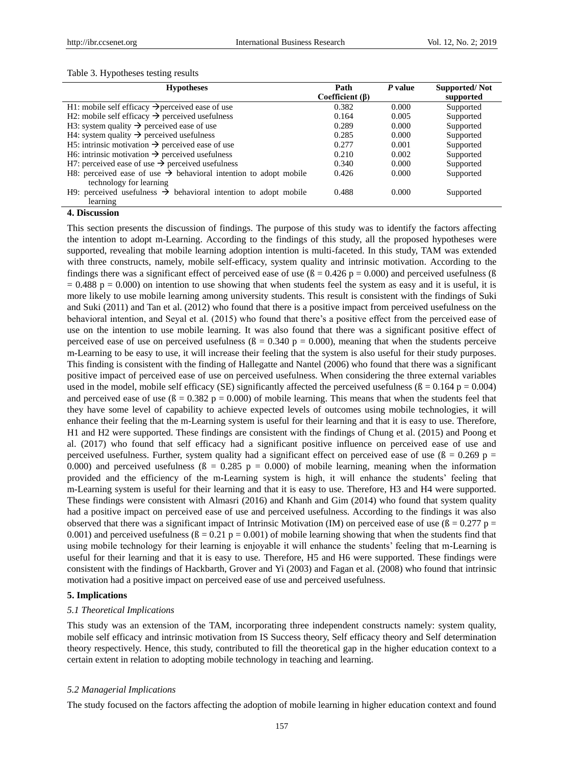Table 3. Hypotheses testing results

| Hypotheses | Path Coefficient (β) | *P* value | Supported/ Not supported |
|---|---|---|---|
| H1: mobile self efficacy → perceived ease of use | 0.382 | 0.000 | Supported |
| H2: mobile self efficacy → perceived usefulness | 0.164 | 0.005 | Supported |
| H3: system quality → perceived ease of use | 0.289 | 0.000 | Supported |
| H4: system quality → perceived usefulness | 0.285 | 0.000 | Supported |
| H5: intrinsic motivation → perceived ease of use | 0.277 | 0.001 | Supported |
| H6: intrinsic motivation → perceived usefulness | 0.210 | 0.002 | Supported |
| H7: perceived ease of use → perceived usefulness | 0.340 | 0.000 | Supported |
| H8: perceived ease of use → behavioral intention to adopt mobile technology for learning | 0.426 | 0.000 | Supported |
| H9: perceived usefulness → behavioral intention to adopt mobile learning | 0.488 | 0.000 | Supported |

## 4. Discussion

This section presents the discussion of findings. The purpose of this study was to identify the factors affecting the intention to adopt m-Learning. According to the findings of this study, all the proposed hypotheses were supported, revealing that mobile learning adoption intention is multi-faceted. In this study, TAM was extended with three constructs, namely, mobile self-efficacy, system quality and intrinsic motivation. According to the findings there was a significant effect of perceived ease of use (ß = 0.426 p = 0.000) and perceived usefulness (ß = 0.488 p = 0.000) on intention to use showing that when students feel the system as easy and it is useful, it is more likely to use mobile learning among university students. This result is consistent with the findings of Suki and Suki (2011) and Tan et al. (2012) who found that there is a positive impact from perceived usefulness on the behavioral intention, and Seyal et al. (2015) who found that there's a positive effect from the perceived ease of use on the intention to use mobile learning. It was also found that there was a significant positive effect of perceived ease of use on perceived usefulness (ß = 0.340 p = 0.000), meaning that when the students perceive m-Learning to be easy to use, it will increase their feeling that the system is also useful for their study purposes. This finding is consistent with the finding of Hallegatte and Nantel (2006) who found that there was a significant positive impact of perceived ease of use on perceived usefulness. When considering the three external variables used in the model, mobile self efficacy (SE) significantly affected the perceived usefulness (ß = 0.164 p = 0.004) and perceived ease of use (ß = 0.382 p = 0.000) of mobile learning. This means that when the students feel that they have some level of capability to achieve expected levels of outcomes using mobile technologies, it will enhance their feeling that the m-Learning system is useful for their learning and that it is easy to use. Therefore, H1 and H2 were supported. These findings are consistent with the findings of Chung et al. (2015) and Poong et al. (2017) who found that self efficacy had a significant positive influence on perceived ease of use and perceived usefulness. Further, system quality had a significant effect on perceived ease of use (ß = 0.269 p = 0.000) and perceived usefulness (ß = 0.285 p = 0.000) of mobile learning, meaning when the information provided and the efficiency of the m-Learning system is high, it will enhance the students' feeling that m-Learning system is useful for their learning and that it is easy to use. Therefore, H3 and H4 were supported. These findings were consistent with Almasri (2016) and Khanh and Gim (2014) who found that system quality had a positive impact on perceived ease of use and perceived usefulness. According to the findings it was also observed that there was a significant impact of Intrinsic Motivation (IM) on perceived ease of use (ß = 0.277 p = 0.001) and perceived usefulness (ß = 0.21 p = 0.001) of mobile learning showing that when the students find that using mobile technology for their learning is enjoyable it will enhance the students' feeling that m-Learning is useful for their learning and that it is easy to use. Therefore, H5 and H6 were supported. These findings were consistent with the findings of Hackbarth, Grover and Yi (2003) and Fagan et al. (2008) who found that intrinsic motivation had a positive impact on perceived ease of use and perceived usefulness.

## 5. Implications

### *5.1 Theoretical Implications*

This study was an extension of the TAM, incorporating three independent constructs namely: system quality, mobile self efficacy and intrinsic motivation from IS Success theory, Self efficacy theory and Self determination theory respectively. Hence, this study, contributed to fill the theoretical gap in the higher education context to a certain extent in relation to adopting mobile technology in teaching and learning.

### *5.2 Managerial Implications*

The study focused on the factors affecting the adoption of mobile learning in higher education context and found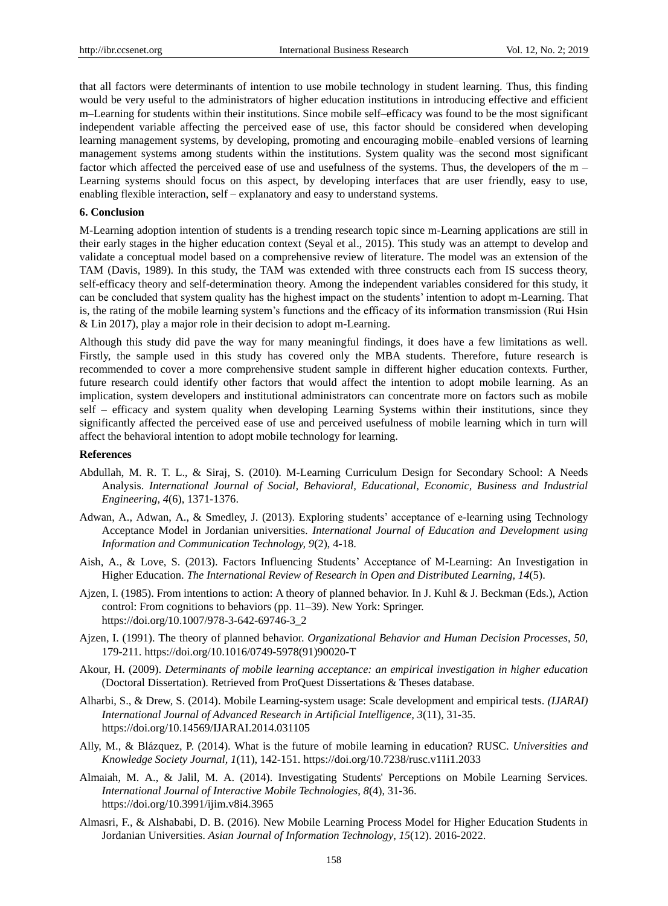that all factors were determinants of intention to use mobile technology in student learning. Thus, this finding would be very useful to the administrators of higher education institutions in introducing effective and efficient m–Learning for students within their institutions. Since mobile self–efficacy was found to be the most significant independent variable affecting the perceived ease of use, this factor should be considered when developing learning management systems, by developing, promoting and encouraging mobile–enabled versions of learning management systems among students within the institutions. System quality was the second most significant factor which affected the perceived ease of use and usefulness of the systems. Thus, the developers of the m – Learning systems should focus on this aspect, by developing interfaces that are user friendly, easy to use, enabling flexible interaction, self – explanatory and easy to understand systems.

## 6. Conclusion

M-Learning adoption intention of students is a trending research topic since m-Learning applications are still in their early stages in the higher education context (Seyal et al., 2015). This study was an attempt to develop and validate a conceptual model based on a comprehensive review of literature. The model was an extension of the TAM (Davis, 1989). In this study, the TAM was extended with three constructs each from IS success theory, self-efficacy theory and self-determination theory. Among the independent variables considered for this study, it can be concluded that system quality has the highest impact on the students' intention to adopt m-Learning. That is, the rating of the mobile learning system's functions and the efficacy of its information transmission (Rui Hsin & Lin 2017), play a major role in their decision to adopt m-Learning.

Although this study did pave the way for many meaningful findings, it does have a few limitations as well. Firstly, the sample used in this study has covered only the MBA students. Therefore, future research is recommended to cover a more comprehensive student sample in different higher education contexts. Further, future research could identify other factors that would affect the intention to adopt mobile learning. As an implication, system developers and institutional administrators can concentrate more on factors such as mobile self – efficacy and system quality when developing Learning Systems within their institutions, since they significantly affected the perceived ease of use and perceived usefulness of mobile learning which in turn will affect the behavioral intention to adopt mobile technology for learning.

## References

Abdullah, M. R. T. L., & Siraj, S. (2010). M-Learning Curriculum Design for Secondary School: A Needs Analysis. *International Journal of Social, Behavioral, Educational, Economic, Business and Industrial Engineering, 4*(6), 1371-1376.

Adwan, A., Adwan, A., & Smedley, J. (2013). Exploring students' acceptance of e-learning using Technology Acceptance Model in Jordanian universities. *International Journal of Education and Development using Information and Communication Technology, 9*(2), 4-18.

Aish, A., & Love, S. (2013). Factors Influencing Students' Acceptance of M-Learning: An Investigation in Higher Education. *The International Review of Research in Open and Distributed Learning, 14*(5).

Ajzen, I. (1985). From intentions to action: A theory of planned behavior. In J. Kuhl & J. Beckman (Eds.), Action control: From cognitions to behaviors (pp. 11–39). New York: Springer. https://doi.org/10.1007/978-3-642-69746-3_2

Ajzen, I. (1991). The theory of planned behavior. *Organizational Behavior and Human Decision Processes, 50*, 179-211. https://doi.org/10.1016/0749-5978(91)90020-T

Akour, H. (2009). *Determinants of mobile learning acceptance: an empirical investigation in higher education* (Doctoral Dissertation). Retrieved from ProQuest Dissertations & Theses database.

Alharbi, S., & Drew, S. (2014). Mobile Learning-system usage: Scale development and empirical tests. *(IJARAI) International Journal of Advanced Research in Artificial Intelligence, 3*(11), 31-35. https://doi.org/10.14569/IJARAI.2014.031105

Ally, M., & Blázquez, P. (2014). What is the future of mobile learning in education? RUSC. *Universities and Knowledge Society Journal, 1*(11), 142-151. https://doi.org/10.7238/rusc.v11i1.2033

Almaiah, M. A., & Jalil, M. A. (2014). Investigating Students' Perceptions on Mobile Learning Services. *International Journal of Interactive Mobile Technologies, 8*(4), 31-36. https://doi.org/10.3991/ijim.v8i4.3965

Almasri, F., & Alshababi, D. B. (2016). New Mobile Learning Process Model for Higher Education Students in Jordanian Universities. *Asian Journal of Information Technology, 15*(12). 2016-2022.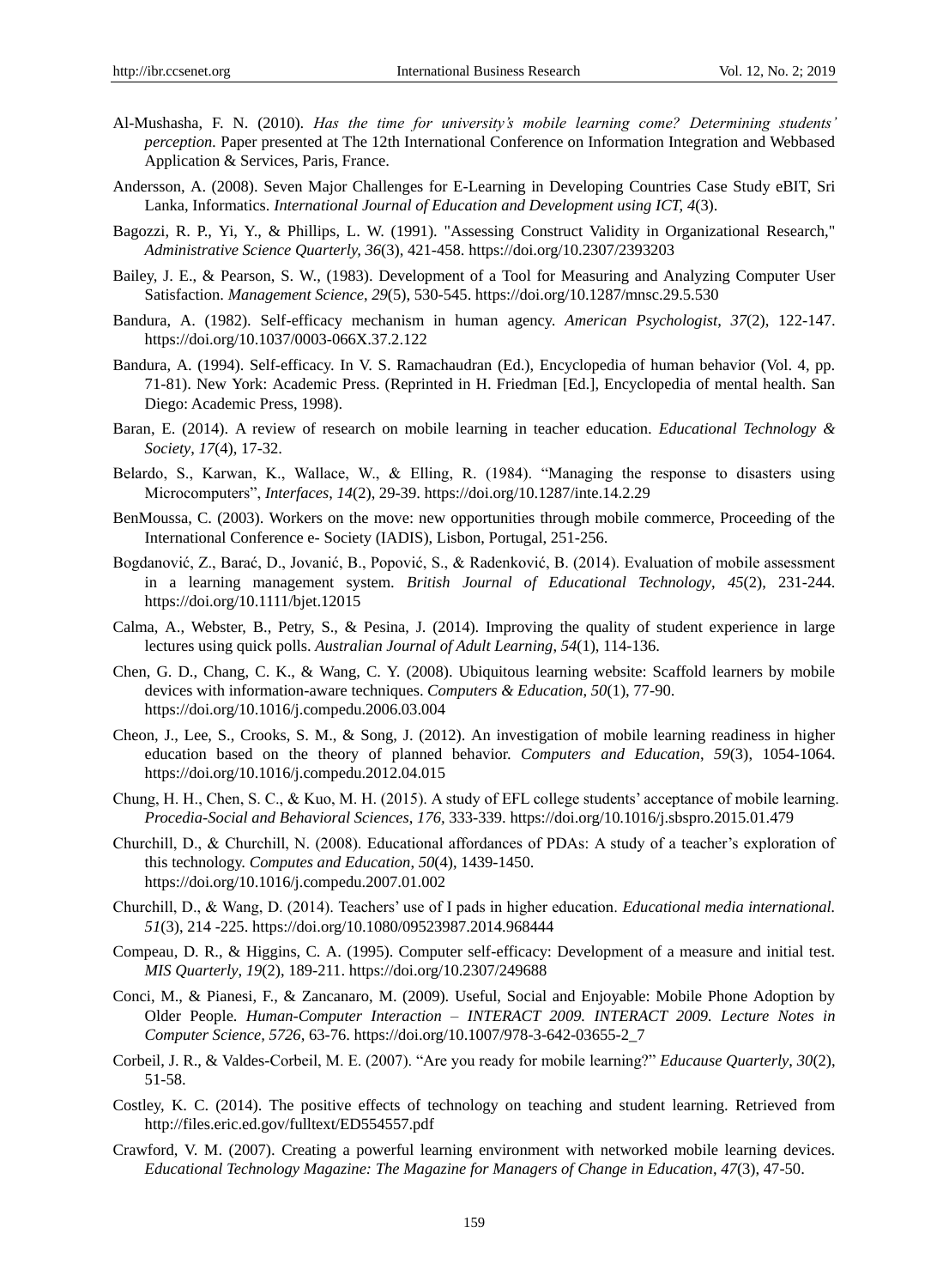Al-Mushasha, F. N. (2010). *Has the time for university's mobile learning come? Determining students' perception.* Paper presented at The 12th International Conference on Information Integration and Webbased Application & Services, Paris, France.

Andersson, A. (2008). Seven Major Challenges for E-Learning in Developing Countries Case Study eBIT, Sri Lanka, Informatics. *International Journal of Education and Development using ICT, 4*(3).

Bagozzi, R. P., Yi, Y., & Phillips, L. W. (1991). "Assessing Construct Validity in Organizational Research," *Administrative Science Quarterly, 36*(3), 421-458. https://doi.org/10.2307/2393203

Bailey, J. E., & Pearson, S. W., (1983). Development of a Tool for Measuring and Analyzing Computer User Satisfaction. *Management Science*, *29*(5), 530-545. https://doi.org/10.1287/mnsc.29.5.530

Bandura, A. (1982). Self-efficacy mechanism in human agency. *American Psychologist*, *37*(2), 122-147. https://doi.org/10.1037/0003-066X.37.2.122

Bandura, A. (1994). Self-efficacy. In V. S. Ramachaudran (Ed.), Encyclopedia of human behavior (Vol. 4, pp. 71-81). New York: Academic Press. (Reprinted in H. Friedman [Ed.], Encyclopedia of mental health. San Diego: Academic Press, 1998).

Baran, E. (2014). A review of research on mobile learning in teacher education. *Educational Technology & Society*, *17*(4), 17-32.

Belardo, S., Karwan, K., Wallace, W., & Elling, R. (1984). "Managing the response to disasters using Microcomputers", *Interfaces*, *14*(2), 29-39. https://doi.org/10.1287/inte.14.2.29

BenMoussa, C. (2003). Workers on the move: new opportunities through mobile commerce, Proceeding of the International Conference e- Society (IADIS), Lisbon, Portugal, 251-256.

Bogdanović, Z., Barać, D., Jovanić, B., Popović, S., & Radenković, B. (2014). Evaluation of mobile assessment in a learning management system. *British Journal of Educational Technology*, *45*(2), 231-244. https://doi.org/10.1111/bjet.12015

Calma, A., Webster, B., Petry, S., & Pesina, J. (2014). Improving the quality of student experience in large lectures using quick polls. *Australian Journal of Adult Learning, 54*(1), 114-136.

Chen, G. D., Chang, C. K., & Wang, C. Y. (2008). Ubiquitous learning website: Scaffold learners by mobile devices with information-aware techniques. *Computers & Education*, *50*(1), 77-90. https://doi.org/10.1016/j.compedu.2006.03.004

Cheon, J., Lee, S., Crooks, S. M., & Song, J. (2012). An investigation of mobile learning readiness in higher education based on the theory of planned behavior. *Computers and Education*, *59*(3), 1054-1064. https://doi.org/10.1016/j.compedu.2012.04.015

Chung, H. H., Chen, S. C., & Kuo, M. H. (2015). A study of EFL college students' acceptance of mobile learning. *Procedia-Social and Behavioral Sciences, 176,* 333-339. https://doi.org/10.1016/j.sbspro.2015.01.479

Churchill, D., & Churchill, N. (2008). Educational affordances of PDAs: A study of a teacher's exploration of this technology. *Computes and Education*, *50*(4), 1439-1450. https://doi.org/10.1016/j.compedu.2007.01.002

Churchill, D., & Wang, D. (2014). Teachers' use of I pads in higher education. *Educational media international. 51*(3), 214 -225. https://doi.org/10.1080/09523987.2014.968444

Compeau, D. R., & Higgins, C. A. (1995). Computer self-efficacy: Development of a measure and initial test. *MIS Quarterly*, *19*(2), 189-211. https://doi.org/10.2307/249688

Conci, M., & Pianesi, F., & Zancanaro, M. (2009). Useful, Social and Enjoyable: Mobile Phone Adoption by Older People. *Human-Computer Interaction – INTERACT 2009. INTERACT 2009. Lecture Notes in Computer Science, 5726,* 63-76. https://doi.org/10.1007/978-3-642-03655-2_7

Corbeil, J. R., & Valdes-Corbeil, M. E. (2007). "Are you ready for mobile learning?" *Educause Quarterly*, *30*(2), 51-58.

Costley, K. C. (2014). The positive effects of technology on teaching and student learning. Retrieved from http://files.eric.ed.gov/fulltext/ED554557.pdf

Crawford, V. M. (2007). Creating a powerful learning environment with networked mobile learning devices. *Educational Technology Magazine: The Magazine for Managers of Change in Education*, *47*(3), 47-50.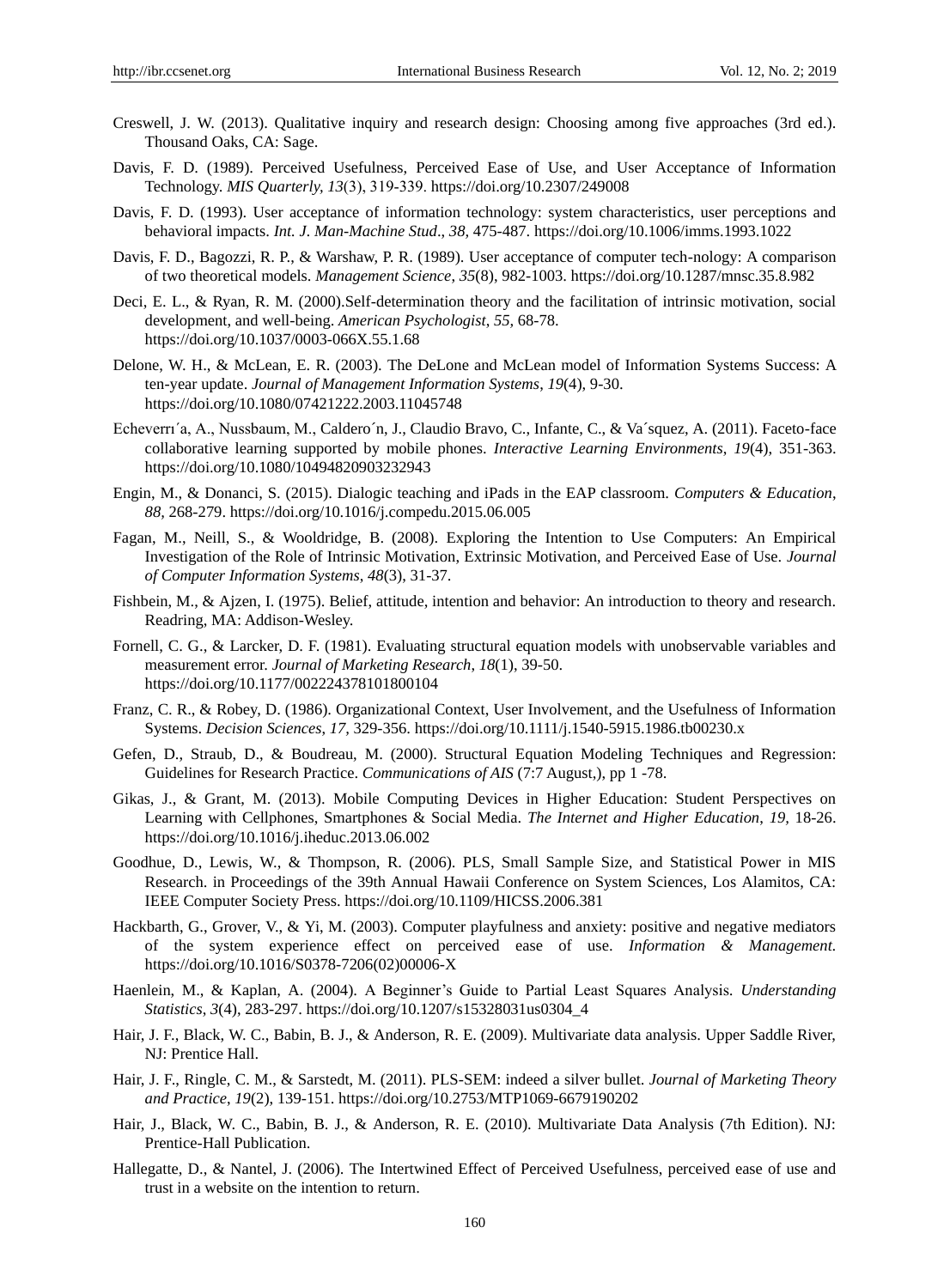Creswell, J. W. (2013). Qualitative inquiry and research design: Choosing among five approaches (3rd ed.). Thousand Oaks, CA: Sage.

Davis, F. D. (1989). Perceived Usefulness, Perceived Ease of Use, and User Acceptance of Information Technology. *MIS Quarterly, 13*(3), 319-339. https://doi.org/10.2307/249008

Davis, F. D. (1993). User acceptance of information technology: system characteristics, user perceptions and behavioral impacts. *Int. J. Man-Machine Stud*., *38,* 475-487. https://doi.org/10.1006/imms.1993.1022

Davis, F. D., Bagozzi, R. P., & Warshaw, P. R. (1989). User acceptance of computer tech-nology: A comparison of two theoretical models. *Management Science, 35*(8), 982-1003. https://doi.org/10.1287/mnsc.35.8.982

Deci, E. L., & Ryan, R. M. (2000).Self-determination theory and the facilitation of intrinsic motivation, social development, and well-being. *American Psychologist, 55,* 68-78. https://doi.org/10.1037/0003-066X.55.1.68

Delone, W. H., & McLean, E. R. (2003). The DeLone and McLean model of Information Systems Success: A ten-year update. *Journal of Management Information Systems*, *19*(4), 9-30. https://doi.org/10.1080/07421222.2003.11045748

Echeverrı´a, A., Nussbaum, M., Caldero´n, J., Claudio Bravo, C., Infante, C., & Va´squez, A. (2011). Faceto-face collaborative learning supported by mobile phones. *Interactive Learning Environments*, *19*(4), 351-363. https://doi.org/10.1080/10494820903232943

Engin, M., & Donanci, S. (2015). Dialogic teaching and iPads in the EAP classroom. *Computers & Education*, *88,* 268-279. https://doi.org/10.1016/j.compedu.2015.06.005

Fagan, M., Neill, S., & Wooldridge, B. (2008). Exploring the Intention to Use Computers: An Empirical Investigation of the Role of Intrinsic Motivation, Extrinsic Motivation, and Perceived Ease of Use. *Journal of Computer Information Systems*, *48*(3), 31-37.

Fishbein, M., & Ajzen, I. (1975). Belief, attitude, intention and behavior: An introduction to theory and research. Readring, MA: Addison-Wesley.

Fornell, C. G., & Larcker, D. F. (1981). Evaluating structural equation models with unobservable variables and measurement error. *Journal of Marketing Research*, *18*(1), 39-50. https://doi.org/10.1177/002224378101800104

Franz, C. R., & Robey, D. (1986). Organizational Context, User Involvement, and the Usefulness of Information Systems. *Decision Sciences*, *17,* 329-356. https://doi.org/10.1111/j.1540-5915.1986.tb00230.x

Gefen, D., Straub, D., & Boudreau, M. (2000). Structural Equation Modeling Techniques and Regression: Guidelines for Research Practice. *Communications of AIS* (7:7 August,), pp 1 -78.

Gikas, J., & Grant, M. (2013). Mobile Computing Devices in Higher Education: Student Perspectives on Learning with Cellphones, Smartphones & Social Media. *The Internet and Higher Education*, *19,* 18-26. https://doi.org/10.1016/j.iheduc.2013.06.002

Goodhue, D., Lewis, W., & Thompson, R. (2006). PLS, Small Sample Size, and Statistical Power in MIS Research. in Proceedings of the 39th Annual Hawaii Conference on System Sciences, Los Alamitos, CA: IEEE Computer Society Press. https://doi.org/10.1109/HICSS.2006.381

Hackbarth, G., Grover, V., & Yi, M. (2003). Computer playfulness and anxiety: positive and negative mediators of the system experience effect on perceived ease of use. *Information & Management.* https://doi.org/10.1016/S0378-7206(02)00006-X

Haenlein, M., & Kaplan, A. (2004). A Beginner's Guide to Partial Least Squares Analysis. *Understanding Statistics*, *3*(4), 283-297. https://doi.org/10.1207/s15328031us0304_4

Hair, J. F., Black, W. C., Babin, B. J., & Anderson, R. E. (2009). Multivariate data analysis. Upper Saddle River, NJ: Prentice Hall.

Hair, J. F., Ringle, C. M., & Sarstedt, M. (2011). PLS-SEM: indeed a silver bullet. *Journal of Marketing Theory and Practice*, *19*(2), 139-151. https://doi.org/10.2753/MTP1069-6679190202

Hair, J., Black, W. C., Babin, B. J., & Anderson, R. E. (2010). Multivariate Data Analysis (7th Edition). NJ: Prentice-Hall Publication.

Hallegatte, D., & Nantel, J. (2006). The Intertwined Effect of Perceived Usefulness, perceived ease of use and trust in a website on the intention to return.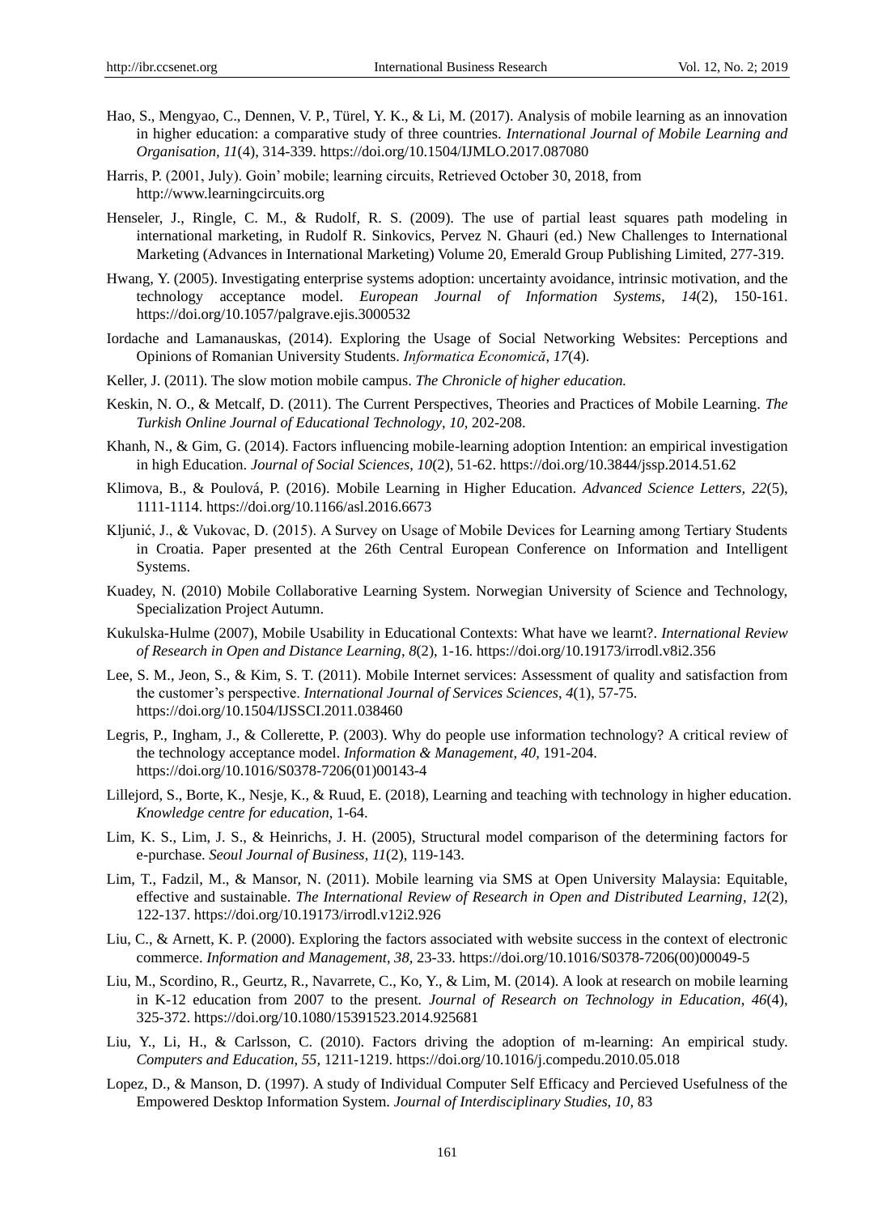Hao, S., Mengyao, C., Dennen, V. P., Türel, Y. K., & Li, M. (2017). Analysis of mobile learning as an innovation in higher education: a comparative study of three countries. *International Journal of Mobile Learning and Organisation, 11*(4), 314-339. https://doi.org/10.1504/IJMLO.2017.087080

Harris, P. (2001, July). Goin' mobile; learning circuits, Retrieved October 30, 2018, from http://www.learningcircuits.org

Henseler, J., Ringle, C. M., & Rudolf, R. S. (2009). The use of partial least squares path modeling in international marketing, in Rudolf R. Sinkovics, Pervez N. Ghauri (ed.) New Challenges to International Marketing (Advances in International Marketing) Volume 20, Emerald Group Publishing Limited, 277-319.

Hwang, Y. (2005). Investigating enterprise systems adoption: uncertainty avoidance, intrinsic motivation, and the technology acceptance model. *European Journal of Information Systems*, *14*(2), 150-161. https://doi.org/10.1057/palgrave.ejis.3000532

Iordache and Lamanauskas, (2014). Exploring the Usage of Social Networking Websites: Perceptions and Opinions of Romanian University Students. *Informatica Economică*, *17*(4).

Keller, J. (2011). The slow motion mobile campus. *The Chronicle of higher education.*

Keskin, N. O., & Metcalf, D. (2011). The Current Perspectives, Theories and Practices of Mobile Learning. *The Turkish Online Journal of Educational Technology*, *10*, 202-208.

Khanh, N., & Gim, G. (2014). Factors influencing mobile-learning adoption Intention: an empirical investigation in high Education. *Journal of Social Sciences*, *10*(2), 51-62. https://doi.org/10.3844/jssp.2014.51.62

Klimova, B., & Poulová, P. (2016). Mobile Learning in Higher Education. *Advanced Science Letters, 22*(5), 1111-1114. https://doi.org/10.1166/asl.2016.6673

Kljunić, J., & Vukovac, D. (2015). A Survey on Usage of Mobile Devices for Learning among Tertiary Students in Croatia. Paper presented at the 26th Central European Conference on Information and Intelligent Systems.

Kuadey, N. (2010) Mobile Collaborative Learning System. Norwegian University of Science and Technology, Specialization Project Autumn.

Kukulska-Hulme (2007), Mobile Usability in Educational Contexts: What have we learnt?. *International Review of Research in Open and Distance Learning*, *8*(2), 1-16. https://doi.org/10.19173/irrodl.v8i2.356

Lee, S. M., Jeon, S., & Kim, S. T. (2011). Mobile Internet services: Assessment of quality and satisfaction from the customer's perspective. *International Journal of Services Sciences*, *4*(1), 57-75. https://doi.org/10.1504/IJSSCI.2011.038460

Legris, P., Ingham, J., & Collerette, P. (2003). Why do people use information technology? A critical review of the technology acceptance model. *Information & Management*, *40*, 191-204. https://doi.org/10.1016/S0378-7206(01)00143-4

Lillejord, S., Borte, K., Nesje, K., & Ruud, E. (2018), Learning and teaching with technology in higher education. *Knowledge centre for education*, 1-64.

Lim, K. S., Lim, J. S., & Heinrichs, J. H. (2005), Structural model comparison of the determining factors for e-purchase. *Seoul Journal of Business*, *11*(2), 119-143.

Lim, T., Fadzil, M., & Mansor, N. (2011). Mobile learning via SMS at Open University Malaysia: Equitable, effective and sustainable. *The International Review of Research in Open and Distributed Learning*, *12*(2), 122-137. https://doi.org/10.19173/irrodl.v12i2.926

Liu, C., & Arnett, K. P. (2000). Exploring the factors associated with website success in the context of electronic commerce. *Information and Management*, *38*, 23-33. https://doi.org/10.1016/S0378-7206(00)00049-5

Liu, M., Scordino, R., Geurtz, R., Navarrete, C., Ko, Y., & Lim, M. (2014). A look at research on mobile learning in K-12 education from 2007 to the present. *Journal of Research on Technology in Education*, *46*(4), 325-372. https://doi.org/10.1080/15391523.2014.925681

Liu, Y., Li, H., & Carlsson, C. (2010). Factors driving the adoption of m-learning: An empirical study. *Computers and Education*, *55*, 1211-1219. https://doi.org/10.1016/j.compedu.2010.05.018

Lopez, D., & Manson, D. (1997). A study of Individual Computer Self Efficacy and Percieved Usefulness of the Empowered Desktop Information System. *Journal of Interdisciplinary Studies, 10,* 83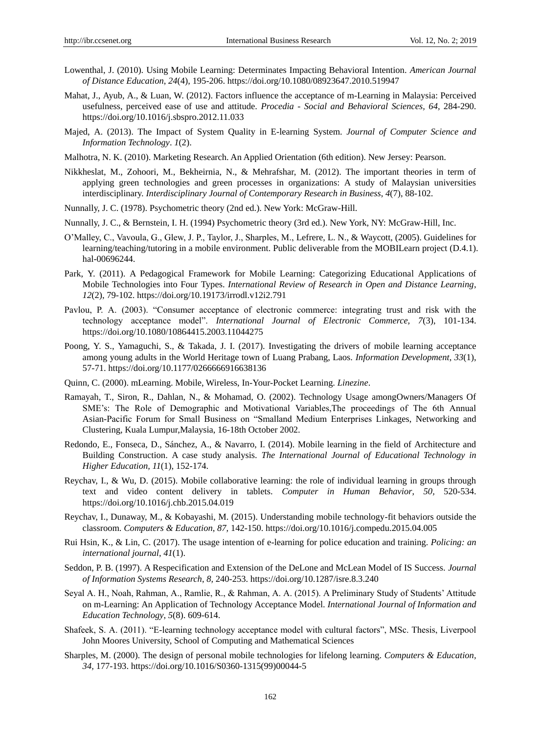Lowenthal, J. (2010). Using Mobile Learning: Determinates Impacting Behavioral Intention. *American Journal of Distance Education*, *24*(4), 195-206. https://doi.org/10.1080/08923647.2010.519947

Mahat, J., Ayub, A., & Luan, W. (2012). Factors influence the acceptance of m-Learning in Malaysia: Perceived usefulness, perceived ease of use and attitude. *Procedia - Social and Behavioral Sciences*, *64*, 284-290. https://doi.org/10.1016/j.sbspro.2012.11.033

Majed, A. (2013). The Impact of System Quality in E-learning System. *Journal of Computer Science and Information Technology*. *1*(2).

Malhotra, N. K. (2010). Marketing Research. An Applied Orientation (6th edition). New Jersey: Pearson.

Nikkheslat, M., Zohoori, M., Bekheirnia, N., & Mehrafshar, M. (2012). The important theories in term of applying green technologies and green processes in organizations: A study of Malaysian universities interdisciplinary. *Interdisciplinary Journal of Contemporary Research in Business*, *4*(7), 88-102.

Nunnally, J. C. (1978). Psychometric theory (2nd ed.). New York: McGraw-Hill.

Nunnally, J. C., & Bernstein, I. H. (1994) Psychometric theory (3rd ed.). New York, NY: McGraw-Hill, Inc.

O'Malley, C., Vavoula, G., Glew, J. P., Taylor, J., Sharples, M., Lefrere, L. N., & Waycott, (2005). Guidelines for learning/teaching/tutoring in a mobile environment. Public deliverable from the MOBILearn project (D.4.1). hal-00696244.

Park, Y. (2011). A Pedagogical Framework for Mobile Learning: Categorizing Educational Applications of Mobile Technologies into Four Types. *International Review of Research in Open and Distance Learning*, *12*(2), 79-102. https://doi.org/10.19173/irrodl.v12i2.791

Pavlou, P. A. (2003). "Consumer acceptance of electronic commerce: integrating trust and risk with the technology acceptance model". *International Journal of Electronic Commerce, 7*(3), 101-134. https://doi.org/10.1080/10864415.2003.11044275

Poong, Y. S., Yamaguchi, S., & Takada, J. I. (2017). Investigating the drivers of mobile learning acceptance among young adults in the World Heritage town of Luang Prabang, Laos. *Information Development*, *33*(1), 57-71. https://doi.org/10.1177/0266666916638136

Quinn, C. (2000). mLearning. Mobile, Wireless, In-Your-Pocket Learning. *Linezine*.

Ramayah, T., Siron, R., Dahlan, N., & Mohamad, O. (2002). Technology Usage amongOwners/Managers Of SME's: The Role of Demographic and Motivational Variables,The proceedings of The 6th Annual Asian-Pacific Forum for Small Business on "Smalland Medium Enterprises Linkages, Networking and Clustering, Kuala Lumpur,Malaysia, 16-18th October 2002.

Redondo, E., Fonseca, D., Sánchez, A., & Navarro, I. (2014). Mobile learning in the field of Architecture and Building Construction. A case study analysis. *The International Journal of Educational Technology in Higher Education, 11*(1), 152-174.

Reychav, I., & Wu, D. (2015). Mobile collaborative learning: the role of individual learning in groups through text and video content delivery in tablets. *Computer in Human Behavior*, *50,* 520-534. https://doi.org/10.1016/j.chb.2015.04.019

Reychav, I., Dunaway, M., & Kobayashi, M. (2015). Understanding mobile technology-fit behaviors outside the classroom. *Computers & Education*, *87,* 142-150. https://doi.org/10.1016/j.compedu.2015.04.005

Rui Hsin, K., & Lin, C. (2017). The usage intention of e-learning for police education and training. *Policing: an international journal*, *41*(1).

Seddon, P. B. (1997). A Respecification and Extension of the DeLone and McLean Model of IS Success. *Journal of Information Systems Research*, *8,* 240-253. https://doi.org/10.1287/isre.8.3.240

Seyal A. H., Noah, Rahman, A., Ramlie, R., & Rahman, A. A. (2015). A Preliminary Study of Students' Attitude on m-Learning: An Application of Technology Acceptance Model. *International Journal of Information and Education Technology*, *5*(8). 609-614.

Shafeek, S. A. (2011). "E-learning technology acceptance model with cultural factors", MSc. Thesis, Liverpool John Moores University, School of Computing and Mathematical Sciences

Sharples, M. (2000). The design of personal mobile technologies for lifelong learning. *Computers & Education, 34,* 177-193. https://doi.org/10.1016/S0360-1315(99)00044-5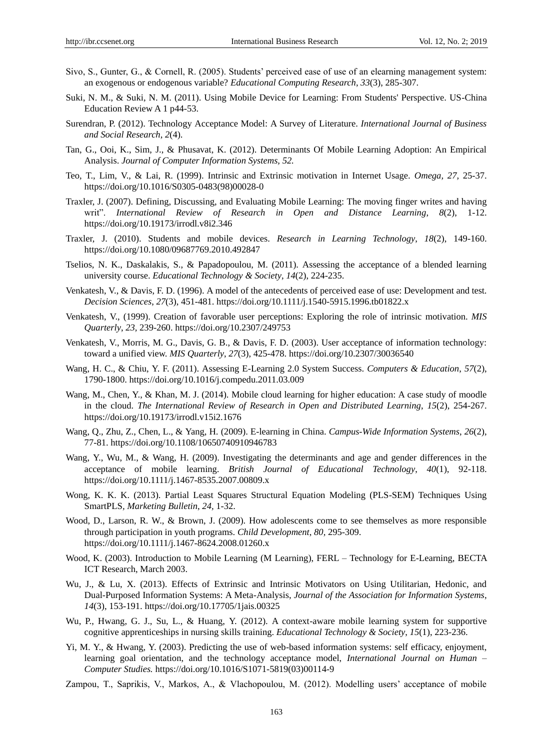Sivo, S., Gunter, G., & Cornell, R. (2005). Students' perceived ease of use of an elearning management system: an exogenous or endogenous variable? *Educational Computing Research*, *33*(3), 285-307.

Suki, N. M., & Suki, N. M. (2011). Using Mobile Device for Learning: From Students' Perspective. US-China Education Review A 1 p44-53.

Surendran, P. (2012). Technology Acceptance Model: A Survey of Literature. *International Journal of Business and Social Research*, *2*(4).

Tan, G., Ooi, K., Sim, J., & Phusavat, K. (2012). Determinants Of Mobile Learning Adoption: An Empirical Analysis. *Journal of Computer Information Systems, 52.*

Teo, T., Lim, V., & Lai, R. (1999). Intrinsic and Extrinsic motivation in Internet Usage. *Omega*, *27,* 25-37. https://doi.org/10.1016/S0305-0483(98)00028-0

Traxler, J. (2007). Defining, Discussing, and Evaluating Mobile Learning: The moving finger writes and having writ". *International Review of Research in Open and Distance Learning*, *8*(2), 1-12. https://doi.org/10.19173/irrodl.v8i2.346

Traxler, J. (2010). Students and mobile devices. *Research in Learning Technology*, *18*(2), 149-160. https://doi.org/10.1080/09687769.2010.492847

Tselios, N. K., Daskalakis, S., & Papadopoulou, M. (2011). Assessing the acceptance of a blended learning university course. *Educational Technology & Society*, *14*(2), 224-235.

Venkatesh, V., & Davis, F. D. (1996). A model of the antecedents of perceived ease of use: Development and test. *Decision Sciences*, *27*(3), 451-481. https://doi.org/10.1111/j.1540-5915.1996.tb01822.x

Venkatesh, V., (1999). Creation of favorable user perceptions: Exploring the role of intrinsic motivation. *MIS Quarterly*, *23,* 239-260. https://doi.org/10.2307/249753

Venkatesh, V., Morris, M. G., Davis, G. B., & Davis, F. D. (2003). User acceptance of information technology: toward a unified view. *MIS Quarterly*, *27*(3), 425-478. https://doi.org/10.2307/30036540

Wang, H. C., & Chiu, Y. F. (2011). Assessing E-Learning 2.0 System Success. *Computers & Education*, *57*(2), 1790-1800. https://doi.org/10.1016/j.compedu.2011.03.009

Wang, M., Chen, Y., & Khan, M. J. (2014). Mobile cloud learning for higher education: A case study of moodle in the cloud. *The International Review of Research in Open and Distributed Learning*, *15*(2), 254-267. https://doi.org/10.19173/irrodl.v15i2.1676

Wang, Q., Zhu, Z., Chen, L., & Yang, H. (2009). E-learning in China. *Campus-Wide Information Systems*, *26*(2), 77-81. https://doi.org/10.1108/10650740910946783

Wang, Y., Wu, M., & Wang, H. (2009). Investigating the determinants and age and gender differences in the acceptance of mobile learning. *British Journal of Educational Technology*, *40*(1), 92-118. https://doi.org/10.1111/j.1467-8535.2007.00809.x

Wong, K. K. K. (2013). Partial Least Squares Structural Equation Modeling (PLS-SEM) Techniques Using SmartPLS, *Marketing Bulletin*, *24,* 1-32.

Wood, D., Larson, R. W., & Brown, J. (2009). How adolescents come to see themselves as more responsible through participation in youth programs. *Child Development*, *80,* 295-309. https://doi.org/10.1111/j.1467-8624.2008.01260.x

Wood, K. (2003). Introduction to Mobile Learning (M Learning), FERL – Technology for E-Learning, BECTA ICT Research, March 2003.

Wu, J., & Lu, X. (2013). Effects of Extrinsic and Intrinsic Motivators on Using Utilitarian, Hedonic, and Dual-Purposed Information Systems: A Meta-Analysis, *Journal of the Association for Information Systems*, *14*(3), 153-191. https://doi.org/10.17705/1jais.00325

Wu, P., Hwang, G. J., Su, L., & Huang, Y. (2012). A context-aware mobile learning system for supportive cognitive apprenticeships in nursing skills training. *Educational Technology & Society*, *15*(1), 223-236.

Yi, M. Y., & Hwang, Y. (2003). Predicting the use of web-based information systems: self efficacy, enjoyment, learning goal orientation, and the technology acceptance model, *International Journal on Human – Computer Studies.* https://doi.org/10.1016/S1071-5819(03)00114-9

Zampou, T., Saprikis, V., Markos, A., & Vlachopoulou, M. (2012). Modelling users' acceptance of mobile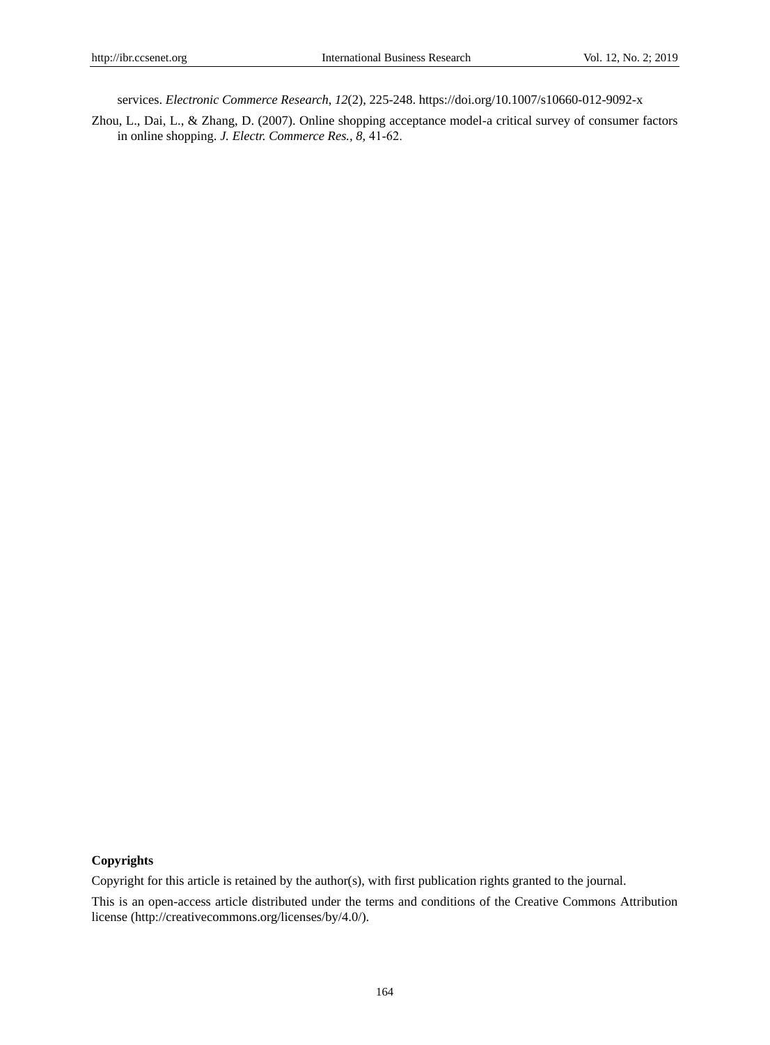services. *Electronic Commerce Research, 12*(2), 225-248. https://doi.org/10.1007/s10660-012-9092-x

Zhou, L., Dai, L., & Zhang, D. (2007). Online shopping acceptance model-a critical survey of consumer factors in online shopping. *J. Electr. Commerce Res., 8,* 41-62.

**Copyrights**

Copyright for this article is retained by the author(s), with first publication rights granted to the journal.

This is an open-access article distributed under the terms and conditions of the Creative Commons Attribution license (http://creativecommons.org/licenses/by/4.0/).